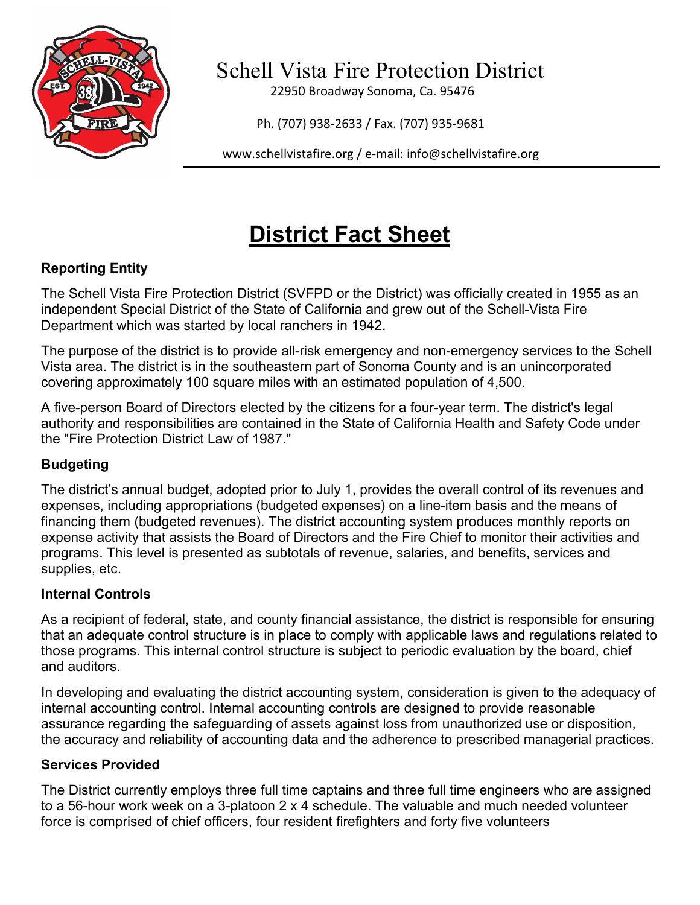# Schell Vista Fire Protection District

22950 Broadway Sonoma, Ca. 95476

Ph. (707) 938-2633 / Fax. (707) 935-9681

www.schellvistafire.org / e-mail: info@schellvistafire.org

## District Fact Sheet

### Reporting Entity

The Schell Vista Fire Protection District (SVFPD or the District) was officially created in 1955 as an independent Special District of the State of California and grew out of the Schell-Vista Fire Department which was started by local ranchers in 1942.

The purpose of the district is to provide all-risk emergency and non-emergency services to the Schell Vista area. The district is in the southeastern part of Sonoma County and is an unincorporated covering approximately 100 square miles with an estimated population of 4,500.

A five-person Board of Directors elected by the citizens for a four-year term. The district's legal authority and responsibilities are contained in the State of California Health and Safety Code under the "Fire Protection District Law of 1987."

### Budgeting

The district's annual budget, adopted prior to July 1, provides the overall control of its revenues and expenses, including appropriations (budgeted expenses) on a line-item basis and the means of financing them (budgeted revenues). The district accounting system produces monthly reports on expense activity that assists the Board of Directors and the Fire Chief to monitor their activities and programs. This level is presented as subtotals of revenue, salaries, and benefits, services and supplies, etc.

### Internal Controls

As a recipient of federal, state, and county financial assistance, the district is responsible for ensuring that an adequate control structure is in place to comply with applicable laws and regulations related to those programs. This internal control structure is subject to periodic evaluation by the board, chief and auditors.

In developing and evaluating the district accounting system, consideration is given to the adequacy of internal accounting control. Internal accounting controls are designed to provide reasonable assurance regarding the safeguarding of assets against loss from unauthorized use or disposition, the accuracy and reliability of accounting data and the adherence to prescribed managerial practices.

### Services Provided

The District currently employs three full time captains and three full time engineers who are assigned to a 56-hour work week on a 3-platoon 2 x 4 schedule. The valuable and much needed volunteer force is comprised of chief officers, four resident firefighters and forty five volunteers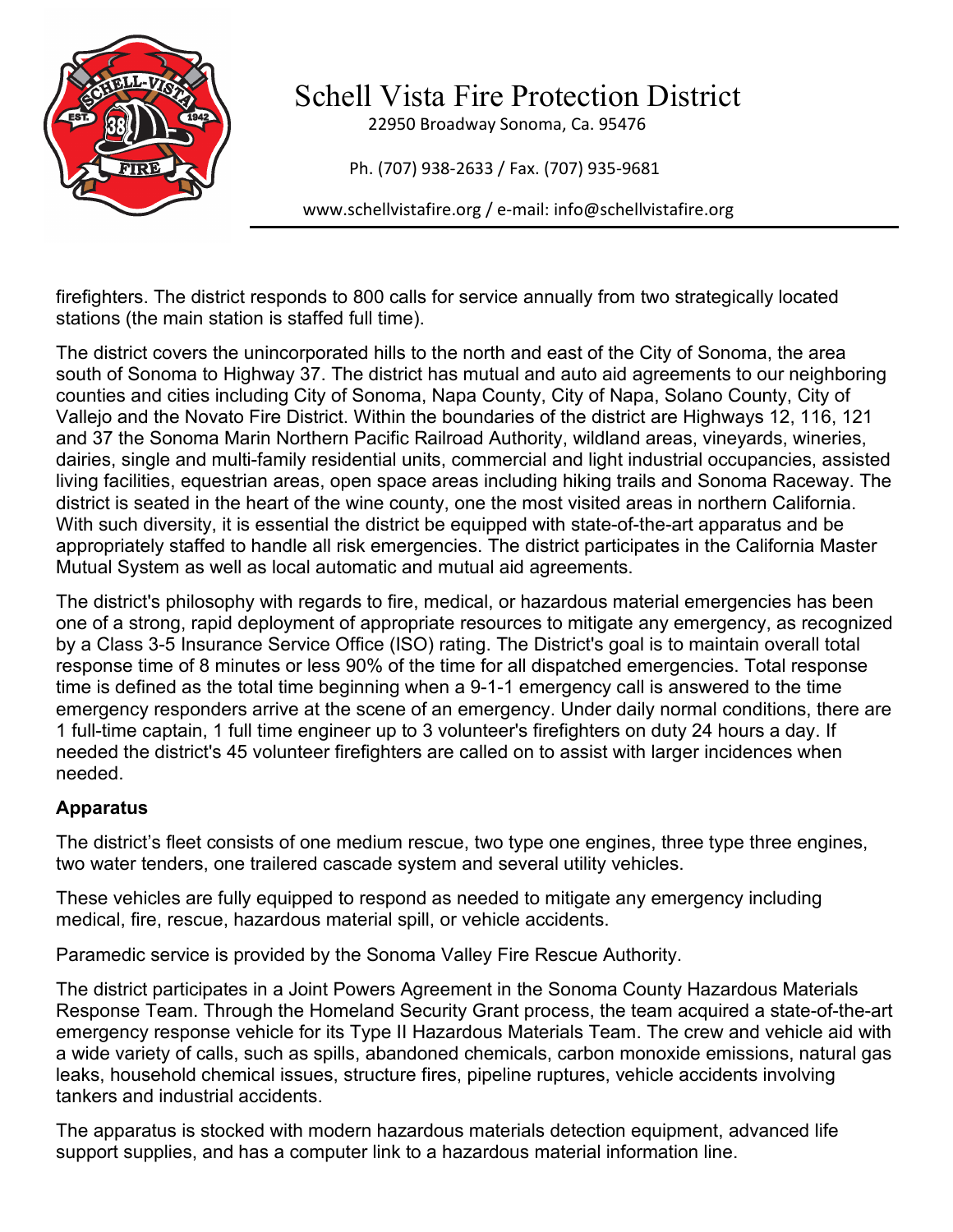firefighters. The district responds to 800 calls for service annually from two strategically located stations (the main station is staffed full time).

The district covers the unincorporated hills to the north and east of the City of Sonoma, the area south of Sonoma to Highway 37. The district has mutual and auto aid agreements to our neighboring counties and cities including City of Sonoma, Napa County, City of Napa, Solano County, City of Vallejo and the Novato Fire District. Within the boundaries of the district are Highways 12, 116, 121 and 37 the Sonoma Marin Northern Pacific Railroad Authority, wildland areas, vineyards, wineries, dairies, single and multi-family residential units, commercial and light industrial occupancies, assisted living facilities, equestrian areas, open space areas including hiking trails and Sonoma Raceway. The district is seated in the heart of the wine county, one the most visited areas in northern California. With such diversity, it is essential the district be equipped with state-of-the-art apparatus and be appropriately staffed to handle all risk emergencies. The district participates in the California Master Mutual System as well as local automatic and mutual aid agreements.

The district's philosophy with regards to fire, medical, or hazardous material emergencies has been one of a strong, rapid deployment of appropriate resources to mitigate any emergency, as recognized by a Class 3-5 Insurance Service Office (ISO) rating. The District's goal is to maintain overall total response time of 8 minutes or less 90% of the time for all dispatched emergencies. Total response time is defined as the total time beginning when a 9-1-1 emergency call is answered to the time emergency responders arrive at the scene of an emergency. Under daily normal conditions, there are 1 full-time captain, 1 full time engineer up to 3 volunteer's firefighters on duty 24 hours a day. If needed the district's 45 volunteer firefighters are called on to assist with larger incidences when needed.

**Apparatus**

The district’s fleet consists of one medium rescue, two type one engines, three type three engines, two water tenders, one trailered cascade system and several utility vehicles.

These vehicles are fully equipped to respond as needed to mitigate any emergency including medical, fire, rescue, hazardous material spill, or vehicle accidents.

Paramedic service is provided by the Sonoma Valley Fire Rescue Authority.

The district participates in a Joint Powers Agreement in the Sonoma County Hazardous Materials Response Team. Through the Homeland Security Grant process, the team acquired a state-of-the-art emergency response vehicle for its Type II Hazardous Materials Team. The crew and vehicle aid with a wide variety of calls, such as spills, abandoned chemicals, carbon monoxide emissions, natural gas leaks, household chemical issues, structure fires, pipeline ruptures, vehicle accidents involving tankers and industrial accidents.

The apparatus is stocked with modern hazardous materials detection equipment, advanced life support supplies, and has a computer link to a hazardous material information line.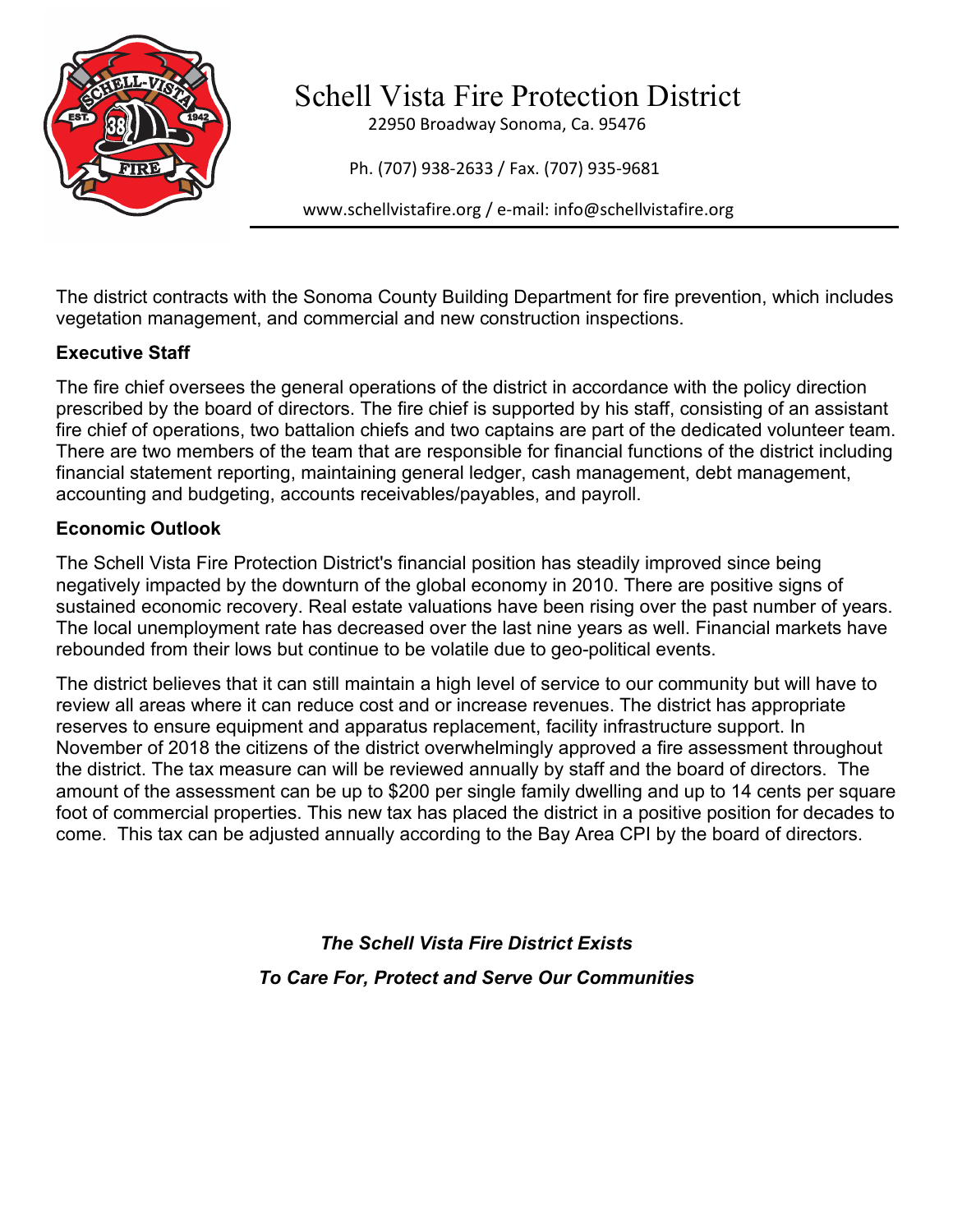The district contracts with the Sonoma County Building Department for fire prevention, which includes vegetation management, and commercial and new construction inspections.

**Executive Staff**

The fire chief oversees the general operations of the district in accordance with the policy direction prescribed by the board of directors. The fire chief is supported by his staff, consisting of an assistant fire chief of operations, two battalion chiefs and two captains are part of the dedicated volunteer team. There are two members of the team that are responsible for financial functions of the district including financial statement reporting, maintaining general ledger, cash management, debt management, accounting and budgeting, accounts receivables/payables, and payroll.

**Economic Outlook**

The Schell Vista Fire Protection District's financial position has steadily improved since being negatively impacted by the downturn of the global economy in 2010. There are positive signs of sustained economic recovery. Real estate valuations have been rising over the past number of years. The local unemployment rate has decreased over the last nine years as well. Financial markets have rebounded from their lows but continue to be volatile due to geo-political events.

The district believes that it can still maintain a high level of service to our community but will have to review all areas where it can reduce cost and or increase revenues. The district has appropriate reserves to ensure equipment and apparatus replacement, facility infrastructure support. In November of 2018 the citizens of the district overwhelmingly approved a fire assessment throughout the district. The tax measure can will be reviewed annually by staff and the board of directors. The amount of the assessment can be up to $200 per single family dwelling and up to 14 cents per square foot of commercial properties. This new tax has placed the district in a positive position for decades to come. This tax can be adjusted annually according to the Bay Area CPI by the board of directors.

***The Schell Vista Fire District Exists***

***To Care For, Protect and Serve Our Communities***